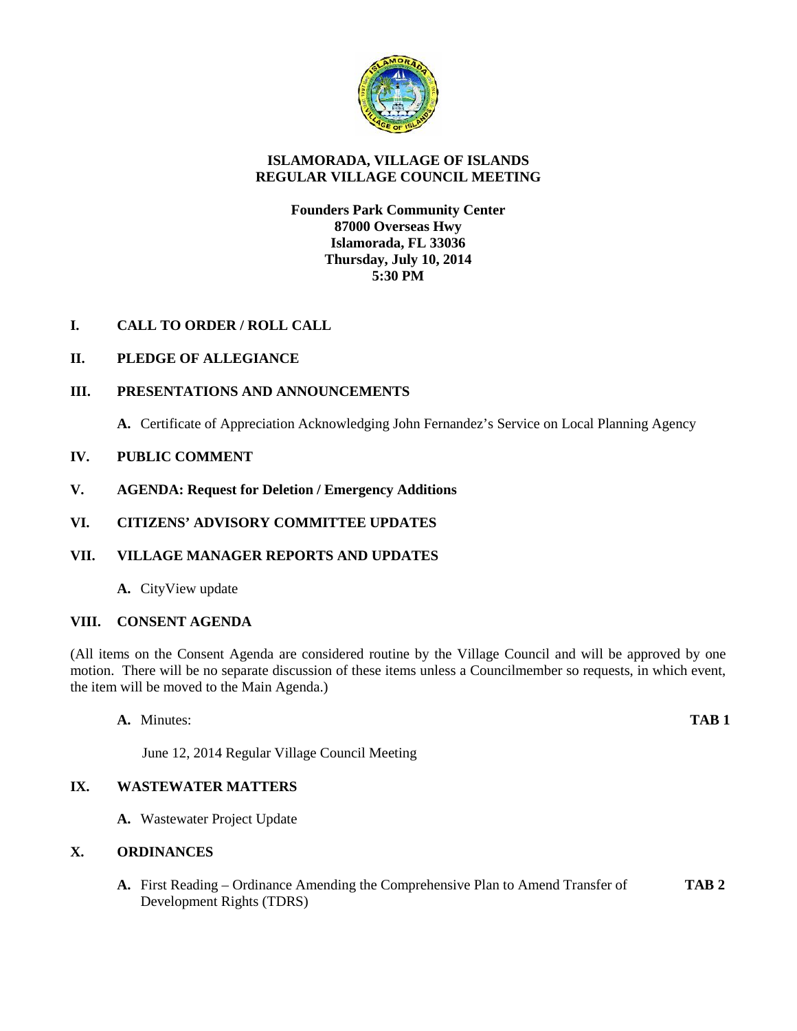# ISLAMORADA, VILLAGE OF ISLANDS
## REGULAR VILLAGE COUNCIL MEETING

**Founders Park Community Center**
**87000 Overseas Hwy**
**Islamorada, FL 33036**
**Thursday, July 10, 2014**
**5:30 PM**

**I. CALL TO ORDER / ROLL CALL**

**II. PLEDGE OF ALLEGIANCE**

**III. PRESENTATIONS AND ANNOUNCEMENTS**

- **A.** Certificate of Appreciation Acknowledging John Fernandez's Service on Local Planning Agency

**IV. PUBLIC COMMENT**

**V. AGENDA: Request for Deletion / Emergency Additions**

**VI. CITIZENS' ADVISORY COMMITTEE UPDATES**

**VII. VILLAGE MANAGER REPORTS AND UPDATES**

- **A.** CityView update

**VIII. CONSENT AGENDA**

(All items on the Consent Agenda are considered routine by the Village Council and will be approved by one motion. There will be no separate discussion of these items unless a Councilmember so requests, in which event, the item will be moved to the Main Agenda.)

- **A.** Minutes: **TAB 1**

  June 12, 2014 Regular Village Council Meeting

**IX. WASTEWATER MATTERS**

- **A.** Wastewater Project Update

**X. ORDINANCES**

- **A.** First Reading – Ordinance Amending the Comprehensive Plan to Amend Transfer of Development Rights (TDRS) **TAB 2**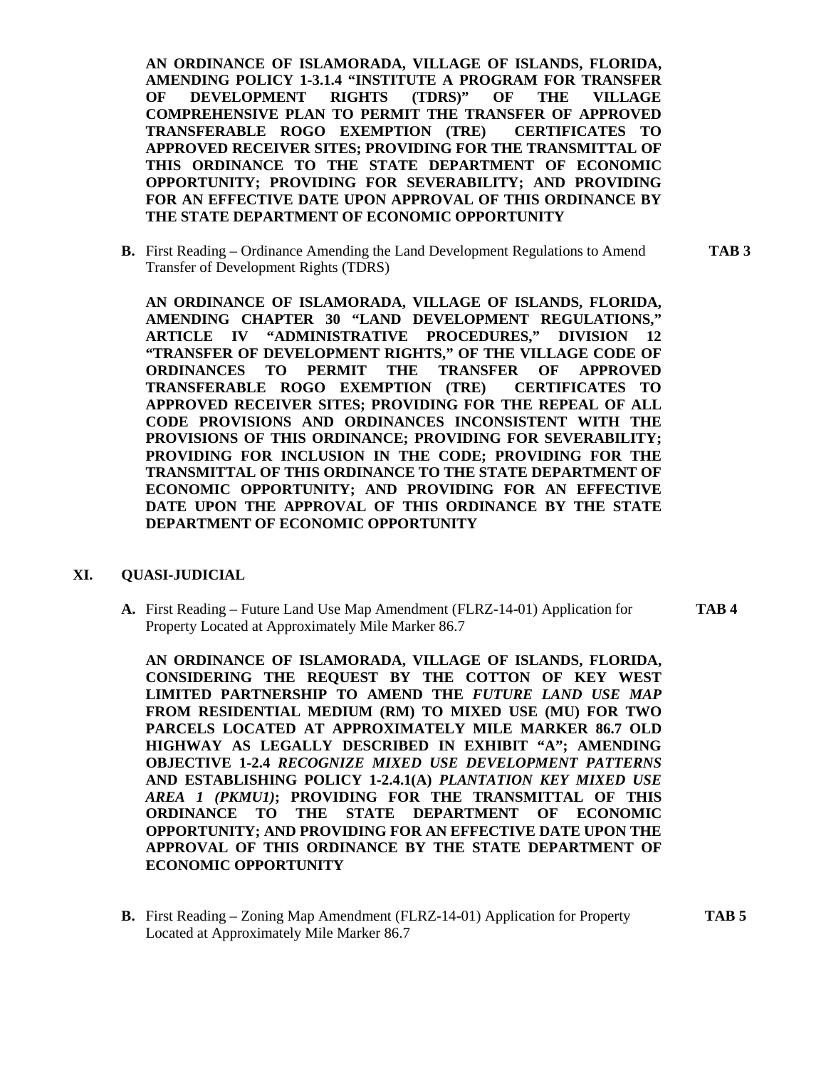**AN ORDINANCE OF ISLAMORADA, VILLAGE OF ISLANDS, FLORIDA, AMENDING POLICY 1-3.1.4 "INSTITUTE A PROGRAM FOR TRANSFER OF DEVELOPMENT RIGHTS (TDRS)" OF THE VILLAGE COMPREHENSIVE PLAN TO PERMIT THE TRANSFER OF APPROVED TRANSFERABLE ROGO EXEMPTION (TRE) CERTIFICATES TO APPROVED RECEIVER SITES; PROVIDING FOR THE TRANSMITTAL OF THIS ORDINANCE TO THE STATE DEPARTMENT OF ECONOMIC OPPORTUNITY; PROVIDING FOR SEVERABILITY; AND PROVIDING FOR AN EFFECTIVE DATE UPON APPROVAL OF THIS ORDINANCE BY THE STATE DEPARTMENT OF ECONOMIC OPPORTUNITY**

**B.** First Reading – Ordinance Amending the Land Development Regulations to Amend Transfer of Development Rights (TDRS) **TAB 3**

**AN ORDINANCE OF ISLAMORADA, VILLAGE OF ISLANDS, FLORIDA, AMENDING CHAPTER 30 "LAND DEVELOPMENT REGULATIONS," ARTICLE IV "ADMINISTRATIVE PROCEDURES," DIVISION 12 "TRANSFER OF DEVELOPMENT RIGHTS," OF THE VILLAGE CODE OF ORDINANCES TO PERMIT THE TRANSFER OF APPROVED TRANSFERABLE ROGO EXEMPTION (TRE) CERTIFICATES TO APPROVED RECEIVER SITES; PROVIDING FOR THE REPEAL OF ALL CODE PROVISIONS AND ORDINANCES INCONSISTENT WITH THE PROVISIONS OF THIS ORDINANCE; PROVIDING FOR SEVERABILITY; PROVIDING FOR INCLUSION IN THE CODE; PROVIDING FOR THE TRANSMITTAL OF THIS ORDINANCE TO THE STATE DEPARTMENT OF ECONOMIC OPPORTUNITY; AND PROVIDING FOR AN EFFECTIVE DATE UPON THE APPROVAL OF THIS ORDINANCE BY THE STATE DEPARTMENT OF ECONOMIC OPPORTUNITY**

## XI. QUASI-JUDICIAL

**A.** First Reading – Future Land Use Map Amendment (FLRZ-14-01) Application for Property Located at Approximately Mile Marker 86.7 **TAB 4**

**AN ORDINANCE OF ISLAMORADA, VILLAGE OF ISLANDS, FLORIDA, CONSIDERING THE REQUEST BY THE COTTON OF KEY WEST LIMITED PARTNERSHIP TO AMEND THE *FUTURE LAND USE MAP* FROM RESIDENTIAL MEDIUM (RM) TO MIXED USE (MU) FOR TWO PARCELS LOCATED AT APPROXIMATELY MILE MARKER 86.7 OLD HIGHWAY AS LEGALLY DESCRIBED IN EXHIBIT "A"; AMENDING OBJECTIVE 1-2.4 *RECOGNIZE MIXED USE DEVELOPMENT PATTERNS* AND ESTABLISHING POLICY 1-2.4.1(A) *PLANTATION KEY MIXED USE AREA 1 (PKMU1)*; PROVIDING FOR THE TRANSMITTAL OF THIS ORDINANCE TO THE STATE DEPARTMENT OF ECONOMIC OPPORTUNITY; AND PROVIDING FOR AN EFFECTIVE DATE UPON THE APPROVAL OF THIS ORDINANCE BY THE STATE DEPARTMENT OF ECONOMIC OPPORTUNITY**

**B.** First Reading – Zoning Map Amendment (FLRZ-14-01) Application for Property Located at Approximately Mile Marker 86.7 **TAB 5**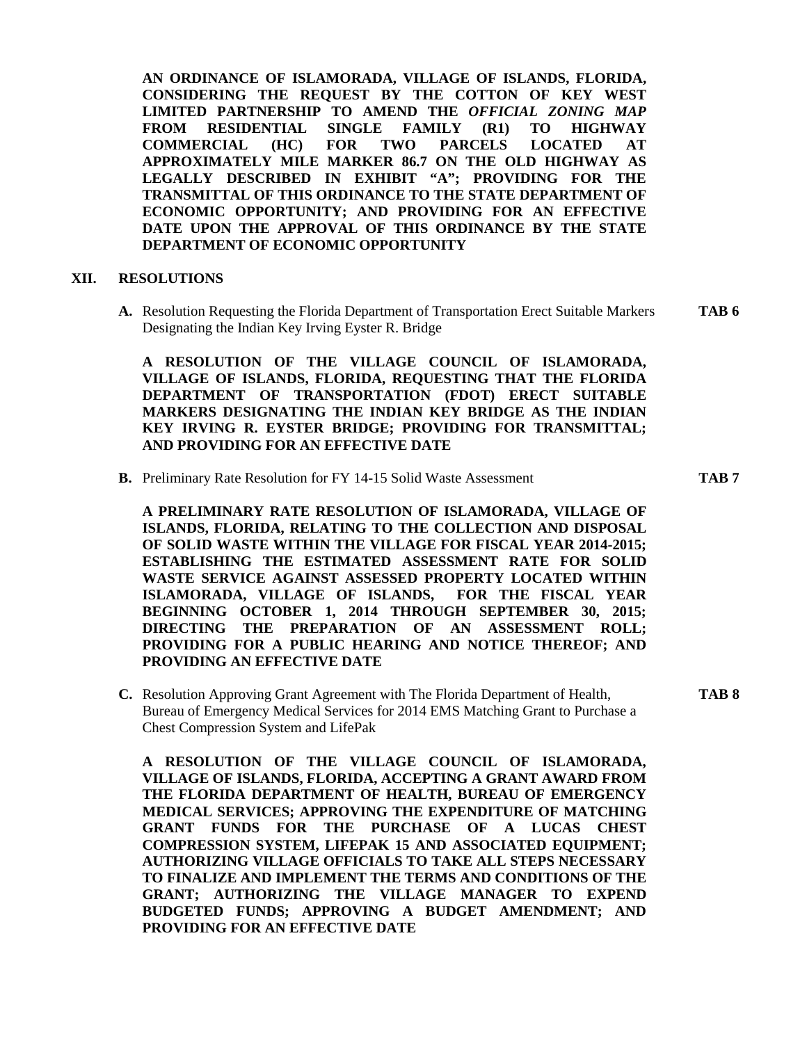**AN ORDINANCE OF ISLAMORADA, VILLAGE OF ISLANDS, FLORIDA, CONSIDERING THE REQUEST BY THE COTTON OF KEY WEST LIMITED PARTNERSHIP TO AMEND THE *OFFICIAL ZONING MAP* FROM RESIDENTIAL SINGLE FAMILY (R1) TO HIGHWAY COMMERCIAL (HC) FOR TWO PARCELS LOCATED AT APPROXIMATELY MILE MARKER 86.7 ON THE OLD HIGHWAY AS LEGALLY DESCRIBED IN EXHIBIT "A"; PROVIDING FOR THE TRANSMITTAL OF THIS ORDINANCE TO THE STATE DEPARTMENT OF ECONOMIC OPPORTUNITY; AND PROVIDING FOR AN EFFECTIVE DATE UPON THE APPROVAL OF THIS ORDINANCE BY THE STATE DEPARTMENT OF ECONOMIC OPPORTUNITY**

## XII. RESOLUTIONS

**A.** Resolution Requesting the Florida Department of Transportation Erect Suitable Markers Designating the Indian Key Irving Eyster R. Bridge **TAB 6**

**A RESOLUTION OF THE VILLAGE COUNCIL OF ISLAMORADA, VILLAGE OF ISLANDS, FLORIDA, REQUESTING THAT THE FLORIDA DEPARTMENT OF TRANSPORTATION (FDOT) ERECT SUITABLE MARKERS DESIGNATING THE INDIAN KEY BRIDGE AS THE INDIAN KEY IRVING R. EYSTER BRIDGE; PROVIDING FOR TRANSMITTAL; AND PROVIDING FOR AN EFFECTIVE DATE**

**B.** Preliminary Rate Resolution for FY 14-15 Solid Waste Assessment **TAB 7**

**A PRELIMINARY RATE RESOLUTION OF ISLAMORADA, VILLAGE OF ISLANDS, FLORIDA, RELATING TO THE COLLECTION AND DISPOSAL OF SOLID WASTE WITHIN THE VILLAGE FOR FISCAL YEAR 2014-2015; ESTABLISHING THE ESTIMATED ASSESSMENT RATE FOR SOLID WASTE SERVICE AGAINST ASSESSED PROPERTY LOCATED WITHIN ISLAMORADA, VILLAGE OF ISLANDS, FOR THE FISCAL YEAR BEGINNING OCTOBER 1, 2014 THROUGH SEPTEMBER 30, 2015; DIRECTING THE PREPARATION OF AN ASSESSMENT ROLL; PROVIDING FOR A PUBLIC HEARING AND NOTICE THEREOF; AND PROVIDING AN EFFECTIVE DATE**

**C.** Resolution Approving Grant Agreement with The Florida Department of Health, Bureau of Emergency Medical Services for 2014 EMS Matching Grant to Purchase a Chest Compression System and LifePak **TAB 8**

**A RESOLUTION OF THE VILLAGE COUNCIL OF ISLAMORADA, VILLAGE OF ISLANDS, FLORIDA, ACCEPTING A GRANT AWARD FROM THE FLORIDA DEPARTMENT OF HEALTH, BUREAU OF EMERGENCY MEDICAL SERVICES; APPROVING THE EXPENDITURE OF MATCHING GRANT FUNDS FOR THE PURCHASE OF A LUCAS CHEST COMPRESSION SYSTEM, LIFEPAK 15 AND ASSOCIATED EQUIPMENT; AUTHORIZING VILLAGE OFFICIALS TO TAKE ALL STEPS NECESSARY TO FINALIZE AND IMPLEMENT THE TERMS AND CONDITIONS OF THE GRANT; AUTHORIZING THE VILLAGE MANAGER TO EXPEND BUDGETED FUNDS; APPROVING A BUDGET AMENDMENT; AND PROVIDING FOR AN EFFECTIVE DATE**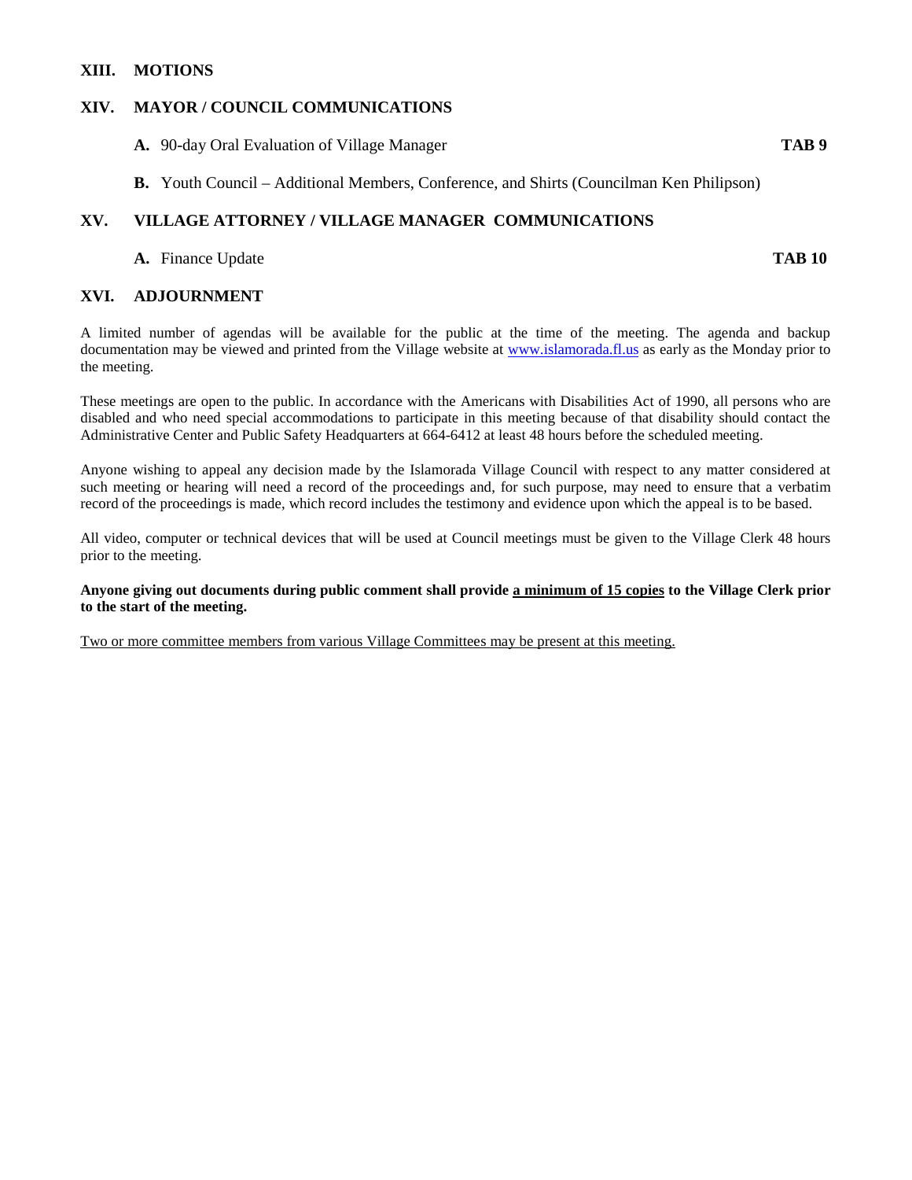## XIII. MOTIONS

## XIV. MAYOR / COUNCIL COMMUNICATIONS

**A.** 90-day Oral Evaluation of Village Manager **TAB 9**

**B.** Youth Council – Additional Members, Conference, and Shirts (Councilman Ken Philipson)

## XV. VILLAGE ATTORNEY / VILLAGE MANAGER COMMUNICATIONS

**A.** Finance Update **TAB 10**

## XVI. ADJOURNMENT

A limited number of agendas will be available for the public at the time of the meeting. The agenda and backup documentation may be viewed and printed from the Village website at www.islamorada.fl.us as early as the Monday prior to the meeting.

These meetings are open to the public. In accordance with the Americans with Disabilities Act of 1990, all persons who are disabled and who need special accommodations to participate in this meeting because of that disability should contact the Administrative Center and Public Safety Headquarters at 664-6412 at least 48 hours before the scheduled meeting.

Anyone wishing to appeal any decision made by the Islamorada Village Council with respect to any matter considered at such meeting or hearing will need a record of the proceedings and, for such purpose, may need to ensure that a verbatim record of the proceedings is made, which record includes the testimony and evidence upon which the appeal is to be based.

All video, computer or technical devices that will be used at Council meetings must be given to the Village Clerk 48 hours prior to the meeting.

**Anyone giving out documents during public comment shall provide <u>a minimum of 15 copies</u> to the Village Clerk prior to the start of the meeting.**

<u>Two or more committee members from various Village Committees may be present at this meeting.</u>